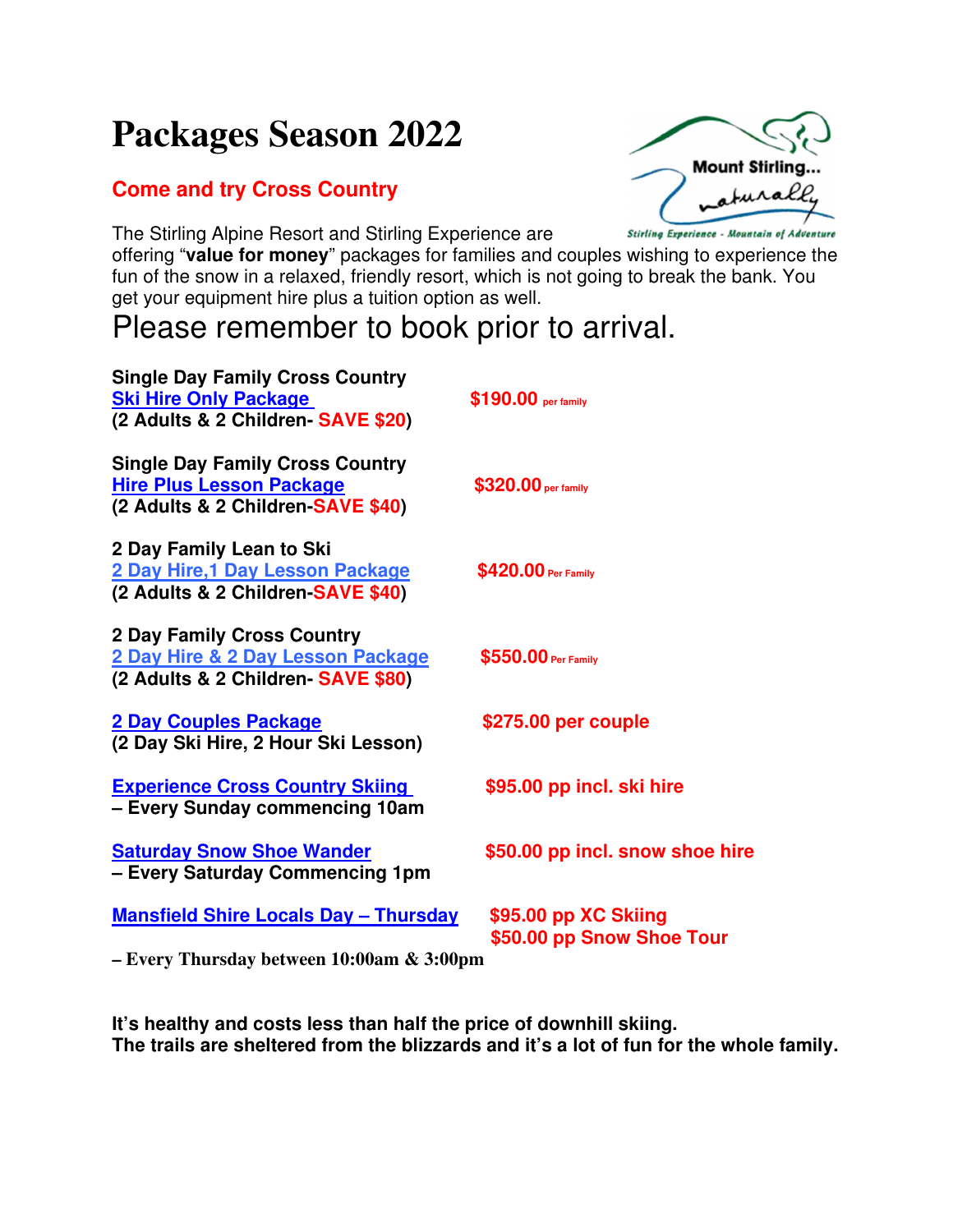# Packages Season 2022

## Come and try Cross Country

The Stirling Alpine Resort and Stirling Experience are offering "**value for money**" packages for families and couples wishing to experience the fun of the snow in a relaxed, friendly resort, which is not going to break the bank. You get your equipment hire plus a tuition option as well.

Please remember to book prior to arrival.

| Package | Price |
| --- | --- |
| **Single Day Family Cross Country** **Ski Hire Only Package** **(2 Adults & 2 Children- SAVE $20)** | **$190.00** per family |
| **Single Day Family Cross Country** **Hire Plus Lesson Package** **(2 Adults & 2 Children-SAVE $40)** | **$320.00** per family |
| **2 Day Family Lean to Ski** **2 Day Hire,1 Day Lesson Package** **(2 Adults & 2 Children-SAVE $40)** | **$420.00** Per Family |
| **2 Day Family Cross Country** **2 Day Hire & 2 Day Lesson Package** **(2 Adults & 2 Children- SAVE $80)** | **$550.00** Per Family |
| **2 Day Couples Package** **(2 Day Ski Hire, 2 Hour Ski Lesson)** | **$275.00 per couple** |
| **Experience Cross Country Skiing** **– Every Sunday commencing 10am** | **$95.00 pp incl. ski hire** |
| **Saturday Snow Shoe Wander** **– Every Saturday Commencing 1pm** | **$50.00 pp incl. snow shoe hire** |
| **Mansfield Shire Locals Day – Thursday** **– Every Thursday between 10:00am & 3:00pm** | **$95.00 pp XC Skiing** **$50.00 pp Snow Shoe Tour** |

**It's healthy and costs less than half the price of downhill skiing.**
**The trails are sheltered from the blizzards and it's a lot of fun for the whole family.**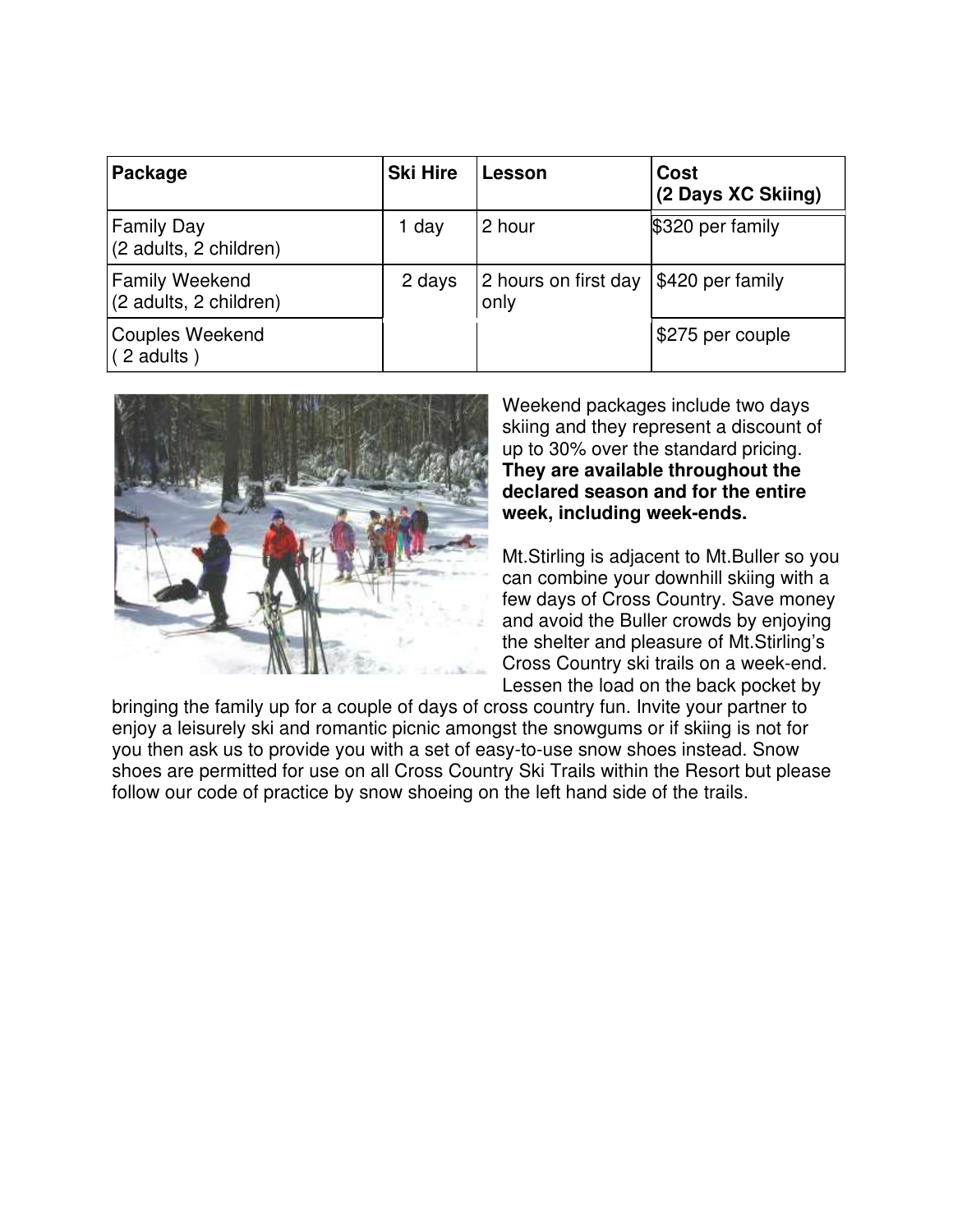| **Package** | **Ski Hire** | **Lesson** | **Cost (2 Days XC Skiing)** |
|---|---|---|---|
| Family Day (2 adults, 2 children) | 1 day | 2 hour | $320 per family |
| Family Weekend (2 adults, 2 children) | 2 days | 2 hours on first day only | $420 per family |
| Couples Weekend ( 2 adults ) | | | $275 per couple |

Weekend packages include two days skiing and they represent a discount of up to 30% over the standard pricing. **They are available throughout the declared season and for the entire week, including week-ends.**

Mt.Stirling is adjacent to Mt.Buller so you can combine your downhill skiing with a few days of Cross Country. Save money and avoid the Buller crowds by enjoying the shelter and pleasure of Mt.Stirling's Cross Country ski trails on a week-end. Lessen the load on the back pocket by bringing the family up for a couple of days of cross country fun. Invite your partner to enjoy a leisurely ski and romantic picnic amongst the snowgums or if skiing is not for you then ask us to provide you with a set of easy-to-use snow shoes instead. Snow shoes are permitted for use on all Cross Country Ski Trails within the Resort but please follow our code of practice by snow shoeing on the left hand side of the trails.